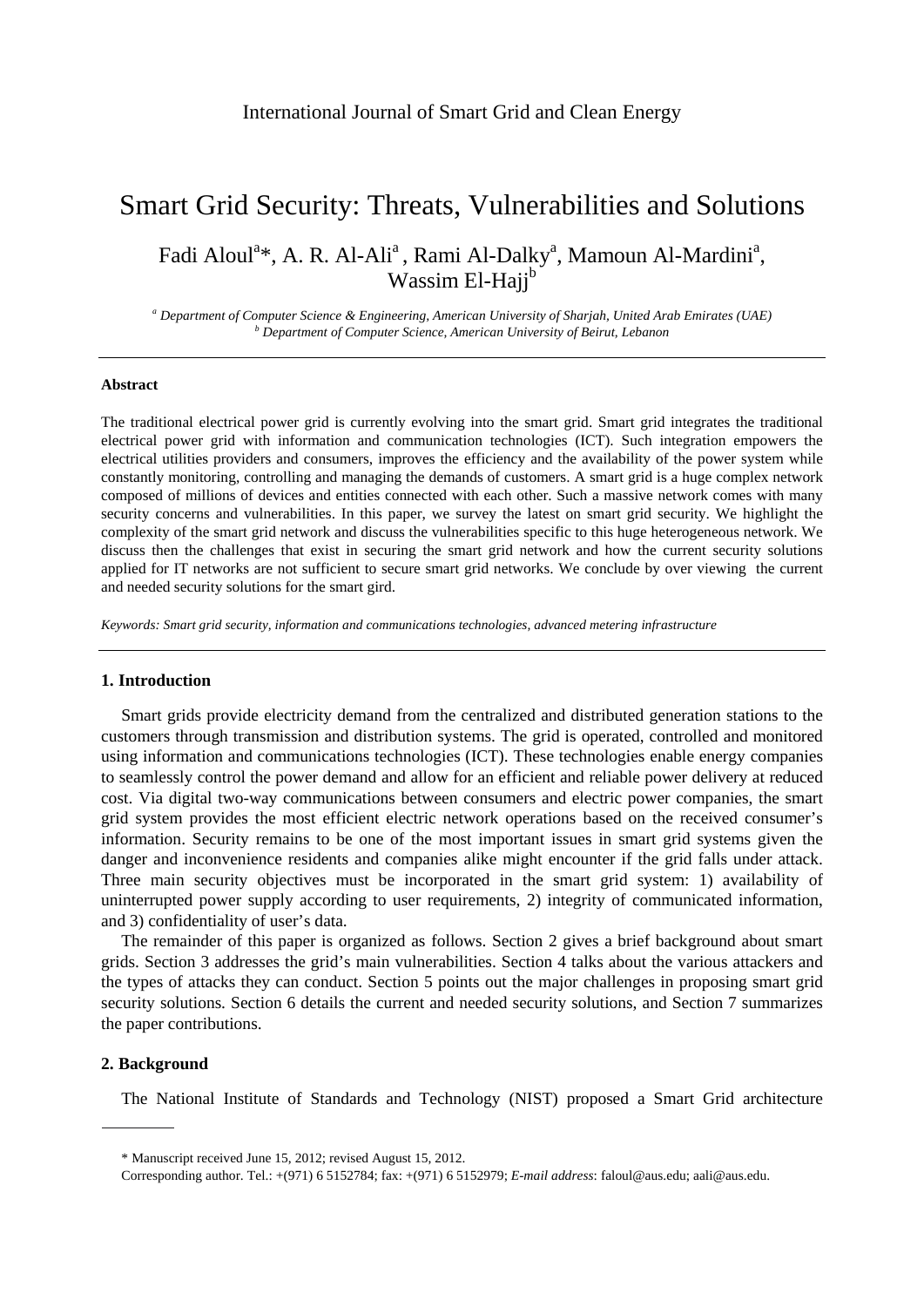International Journal of Smart Grid and Clean Energy

# Smart Grid Security: Threats, Vulnerabilities and Solutions

Fadi Aloul[a]*, A. R. Al-Ali[a], Rami Al-Dalky[a], Mamoun Al-Mardini[a], Wassim El-Hajj[b]

[a] *Department of Computer Science & Engineering, American University of Sharjah, United Arab Emirates (UAE)*
[b] *Department of Computer Science, American University of Beirut, Lebanon*

---

**Abstract**

The traditional electrical power grid is currently evolving into the smart grid. Smart grid integrates the traditional electrical power grid with information and communication technologies (ICT). Such integration empowers the electrical utilities providers and consumers, improves the efficiency and the availability of the power system while constantly monitoring, controlling and managing the demands of customers. A smart grid is a huge complex network composed of millions of devices and entities connected with each other. Such a massive network comes with many security concerns and vulnerabilities. In this paper, we survey the latest on smart grid security. We highlight the complexity of the smart grid network and discuss the vulnerabilities specific to this huge heterogeneous network. We discuss then the challenges that exist in securing the smart grid network and how the current security solutions applied for IT networks are not sufficient to secure smart grid networks. We conclude by over viewing the current and needed security solutions for the smart gird.

*Keywords: Smart grid security, information and communications technologies, advanced metering infrastructure*

---

## 1. Introduction

Smart grids provide electricity demand from the centralized and distributed generation stations to the customers through transmission and distribution systems. The grid is operated, controlled and monitored using information and communications technologies (ICT). These technologies enable energy companies to seamlessly control the power demand and allow for an efficient and reliable power delivery at reduced cost. Via digital two-way communications between consumers and electric power companies, the smart grid system provides the most efficient electric network operations based on the received consumer's information. Security remains to be one of the most important issues in smart grid systems given the danger and inconvenience residents and companies alike might encounter if the grid falls under attack. Three main security objectives must be incorporated in the smart grid system: 1) availability of uninterrupted power supply according to user requirements, 2) integrity of communicated information, and 3) confidentiality of user's data.

The remainder of this paper is organized as follows. Section 2 gives a brief background about smart grids. Section 3 addresses the grid's main vulnerabilities. Section 4 talks about the various attackers and the types of attacks they can conduct. Section 5 points out the major challenges in proposing smart grid security solutions. Section 6 details the current and needed security solutions, and Section 7 summarizes the paper contributions.

## 2. Background

The National Institute of Standards and Technology (NIST) proposed a Smart Grid architecture

---

\* Manuscript received June 15, 2012; revised August 15, 2012.

Corresponding author. Tel.: +(971) 6 5152784; fax: +(971) 6 5152979; *E-mail address*: faloul@aus.edu; aali@aus.edu.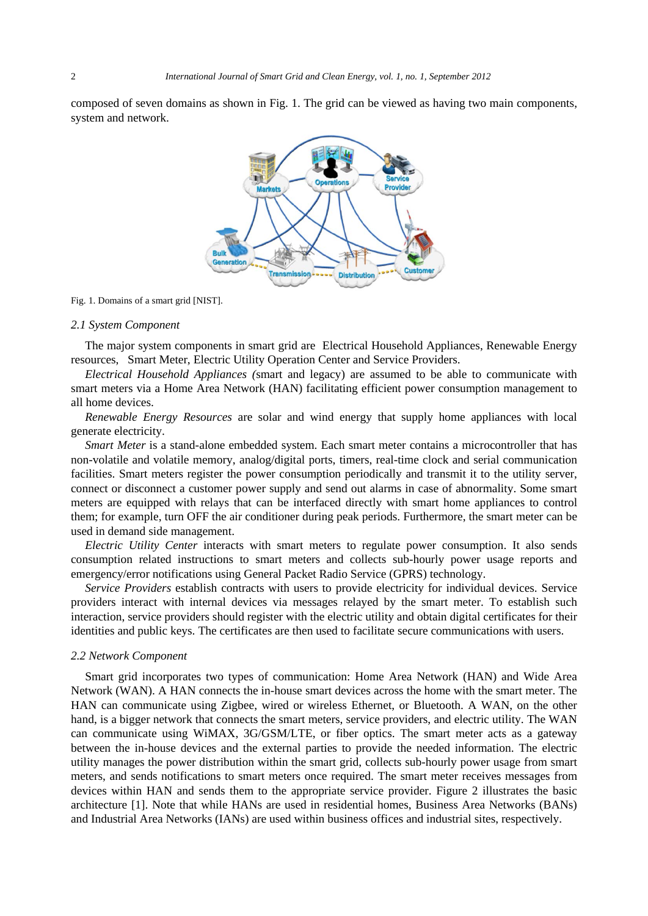composed of seven domains as shown in Fig. 1. The grid can be viewed as having two main components, system and network.

Fig. 1. Domains of a smart grid [NIST].

### 2.1 System Component

The major system components in smart grid are Electrical Household Appliances, Renewable Energy resources, Smart Meter, Electric Utility Operation Center and Service Providers.

*Electrical Household Appliances (*smart and legacy) are assumed to be able to communicate with smart meters via a Home Area Network (HAN) facilitating efficient power consumption management to all home devices.

*Renewable Energy Resources* are solar and wind energy that supply home appliances with local generate electricity.

*Smart Meter* is a stand-alone embedded system. Each smart meter contains a microcontroller that has non-volatile and volatile memory, analog/digital ports, timers, real-time clock and serial communication facilities. Smart meters register the power consumption periodically and transmit it to the utility server, connect or disconnect a customer power supply and send out alarms in case of abnormality. Some smart meters are equipped with relays that can be interfaced directly with smart home appliances to control them; for example, turn OFF the air conditioner during peak periods. Furthermore, the smart meter can be used in demand side management.

*Electric Utility Center* interacts with smart meters to regulate power consumption. It also sends consumption related instructions to smart meters and collects sub-hourly power usage reports and emergency/error notifications using General Packet Radio Service (GPRS) technology.

*Service Providers* establish contracts with users to provide electricity for individual devices. Service providers interact with internal devices via messages relayed by the smart meter. To establish such interaction, service providers should register with the electric utility and obtain digital certificates for their identities and public keys. The certificates are then used to facilitate secure communications with users.

### 2.2 Network Component

Smart grid incorporates two types of communication: Home Area Network (HAN) and Wide Area Network (WAN). A HAN connects the in-house smart devices across the home with the smart meter. The HAN can communicate using Zigbee, wired or wireless Ethernet, or Bluetooth. A WAN, on the other hand, is a bigger network that connects the smart meters, service providers, and electric utility. The WAN can communicate using WiMAX, 3G/GSM/LTE, or fiber optics. The smart meter acts as a gateway between the in-house devices and the external parties to provide the needed information. The electric utility manages the power distribution within the smart grid, collects sub-hourly power usage from smart meters, and sends notifications to smart meters once required. The smart meter receives messages from devices within HAN and sends them to the appropriate service provider. Figure 2 illustrates the basic architecture [1]. Note that while HANs are used in residential homes, Business Area Networks (BANs) and Industrial Area Networks (IANs) are used within business offices and industrial sites, respectively.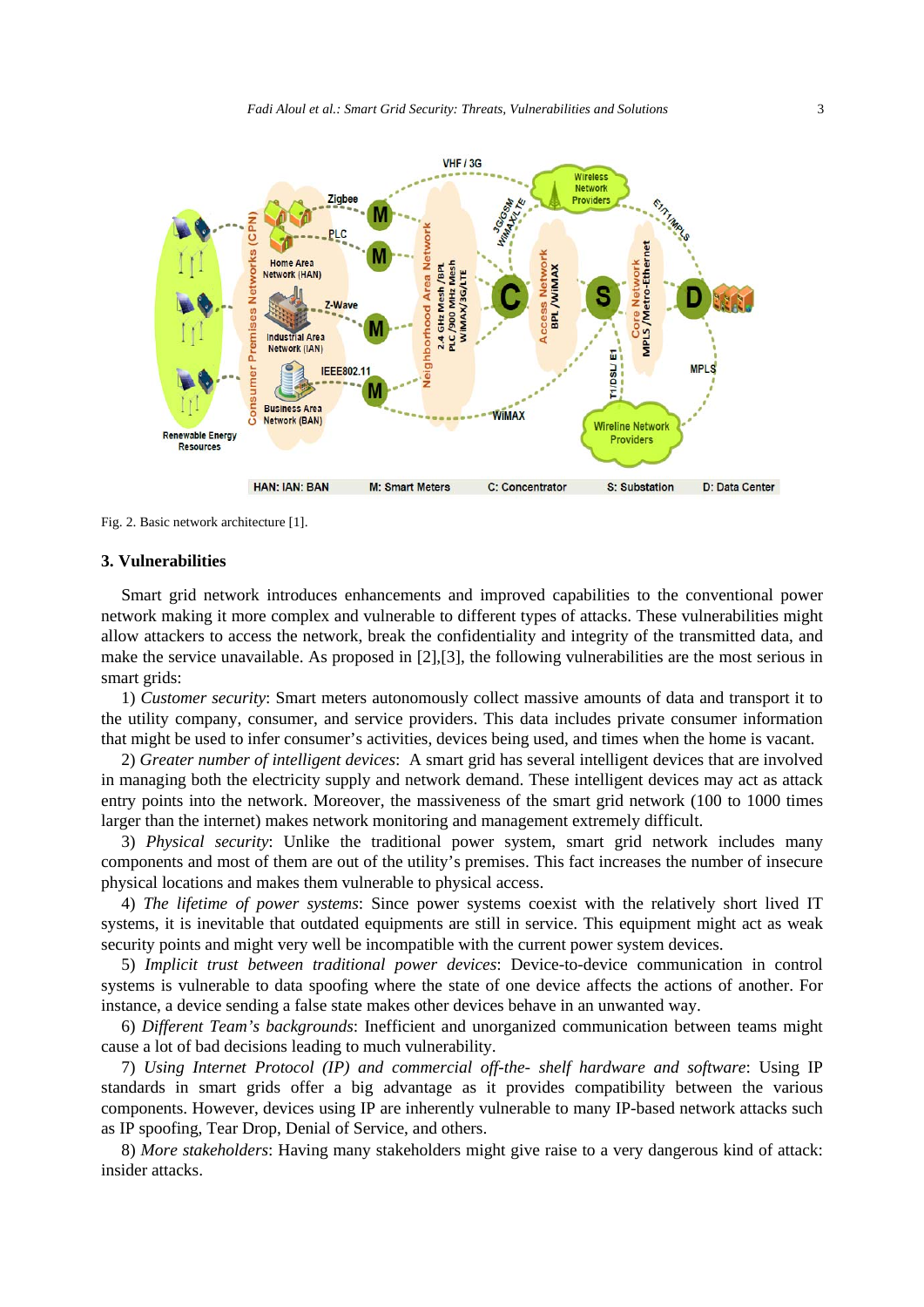Fig. 2. Basic network architecture [1].

## 3. Vulnerabilities

Smart grid network introduces enhancements and improved capabilities to the conventional power network making it more complex and vulnerable to different types of attacks. These vulnerabilities might allow attackers to access the network, break the confidentiality and integrity of the transmitted data, and make the service unavailable. As proposed in [2],[3], the following vulnerabilities are the most serious in smart grids:

1) *Customer security*: Smart meters autonomously collect massive amounts of data and transport it to the utility company, consumer, and service providers. This data includes private consumer information that might be used to infer consumer's activities, devices being used, and times when the home is vacant.

2) *Greater number of intelligent devices*: A smart grid has several intelligent devices that are involved in managing both the electricity supply and network demand. These intelligent devices may act as attack entry points into the network. Moreover, the massiveness of the smart grid network (100 to 1000 times larger than the internet) makes network monitoring and management extremely difficult.

3) *Physical security*: Unlike the traditional power system, smart grid network includes many components and most of them are out of the utility's premises. This fact increases the number of insecure physical locations and makes them vulnerable to physical access.

4) *The lifetime of power systems*: Since power systems coexist with the relatively short lived IT systems, it is inevitable that outdated equipments are still in service. This equipment might act as weak security points and might very well be incompatible with the current power system devices.

5) *Implicit trust between traditional power devices*: Device-to-device communication in control systems is vulnerable to data spoofing where the state of one device affects the actions of another. For instance, a device sending a false state makes other devices behave in an unwanted way.

6) *Different Team's backgrounds*: Inefficient and unorganized communication between teams might cause a lot of bad decisions leading to much vulnerability.

7) *Using Internet Protocol (IP) and commercial off-the- shelf hardware and software*: Using IP standards in smart grids offer a big advantage as it provides compatibility between the various components. However, devices using IP are inherently vulnerable to many IP-based network attacks such as IP spoofing, Tear Drop, Denial of Service, and others.

8) *More stakeholders*: Having many stakeholders might give raise to a very dangerous kind of attack: insider attacks.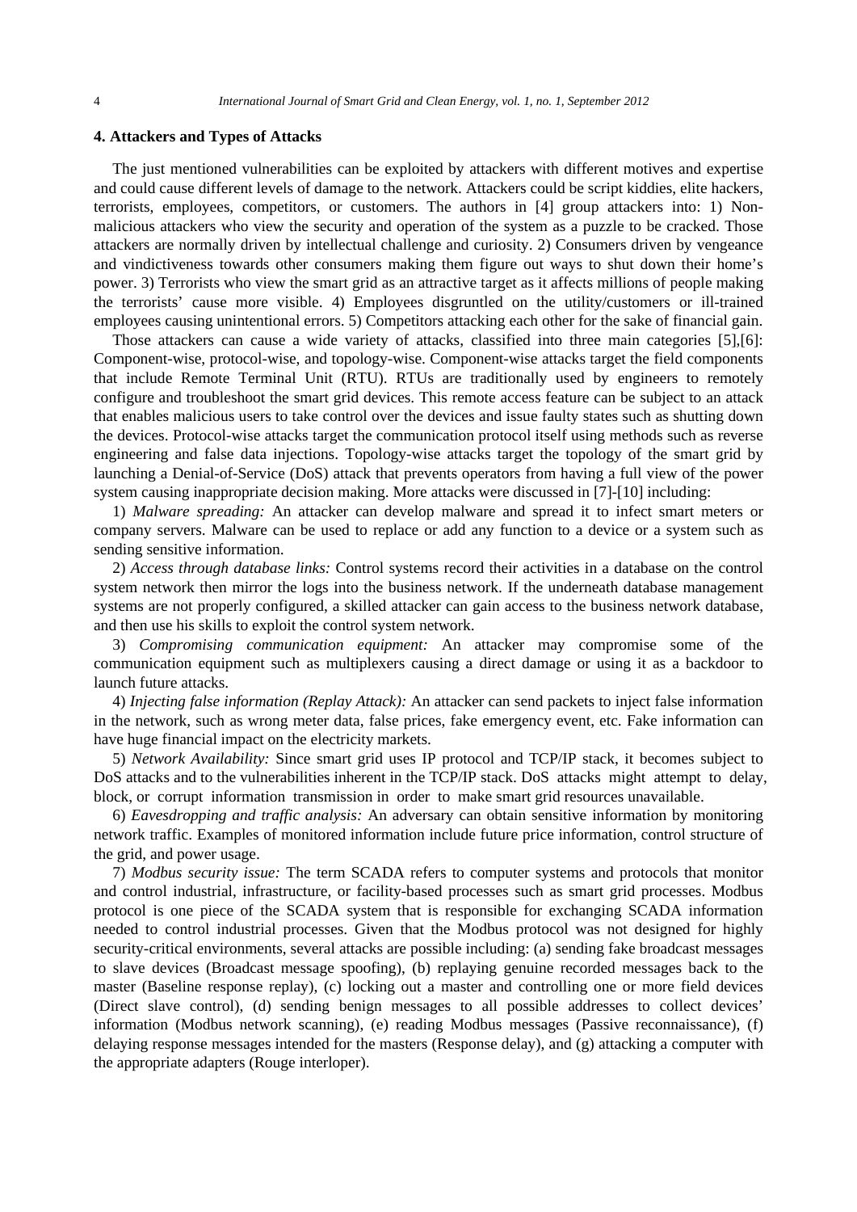## 4. Attackers and Types of Attacks

The just mentioned vulnerabilities can be exploited by attackers with different motives and expertise and could cause different levels of damage to the network. Attackers could be script kiddies, elite hackers, terrorists, employees, competitors, or customers. The authors in [4] group attackers into: 1) Non-malicious attackers who view the security and operation of the system as a puzzle to be cracked. Those attackers are normally driven by intellectual challenge and curiosity. 2) Consumers driven by vengeance and vindictiveness towards other consumers making them figure out ways to shut down their home's power. 3) Terrorists who view the smart grid as an attractive target as it affects millions of people making the terrorists' cause more visible. 4) Employees disgruntled on the utility/customers or ill-trained employees causing unintentional errors. 5) Competitors attacking each other for the sake of financial gain.

Those attackers can cause a wide variety of attacks, classified into three main categories [5],[6]: Component-wise, protocol-wise, and topology-wise. Component-wise attacks target the field components that include Remote Terminal Unit (RTU). RTUs are traditionally used by engineers to remotely configure and troubleshoot the smart grid devices. This remote access feature can be subject to an attack that enables malicious users to take control over the devices and issue faulty states such as shutting down the devices. Protocol-wise attacks target the communication protocol itself using methods such as reverse engineering and false data injections. Topology-wise attacks target the topology of the smart grid by launching a Denial-of-Service (DoS) attack that prevents operators from having a full view of the power system causing inappropriate decision making. More attacks were discussed in [7]-[10] including:

1) *Malware spreading:* An attacker can develop malware and spread it to infect smart meters or company servers. Malware can be used to replace or add any function to a device or a system such as sending sensitive information.

2) *Access through database links:* Control systems record their activities in a database on the control system network then mirror the logs into the business network. If the underneath database management systems are not properly configured, a skilled attacker can gain access to the business network database, and then use his skills to exploit the control system network.

3) *Compromising communication equipment:* An attacker may compromise some of the communication equipment such as multiplexers causing a direct damage or using it as a backdoor to launch future attacks.

4) *Injecting false information (Replay Attack):* An attacker can send packets to inject false information in the network, such as wrong meter data, false prices, fake emergency event, etc. Fake information can have huge financial impact on the electricity markets.

5) *Network Availability:* Since smart grid uses IP protocol and TCP/IP stack, it becomes subject to DoS attacks and to the vulnerabilities inherent in the TCP/IP stack. DoS attacks might attempt to delay, block, or corrupt information transmission in order to make smart grid resources unavailable.

6) *Eavesdropping and traffic analysis:* An adversary can obtain sensitive information by monitoring network traffic. Examples of monitored information include future price information, control structure of the grid, and power usage.

7) *Modbus security issue:* The term SCADA refers to computer systems and protocols that monitor and control industrial, infrastructure, or facility-based processes such as smart grid processes. Modbus protocol is one piece of the SCADA system that is responsible for exchanging SCADA information needed to control industrial processes. Given that the Modbus protocol was not designed for highly security-critical environments, several attacks are possible including: (a) sending fake broadcast messages to slave devices (Broadcast message spoofing), (b) replaying genuine recorded messages back to the master (Baseline response replay), (c) locking out a master and controlling one or more field devices (Direct slave control), (d) sending benign messages to all possible addresses to collect devices' information (Modbus network scanning), (e) reading Modbus messages (Passive reconnaissance), (f) delaying response messages intended for the masters (Response delay), and (g) attacking a computer with the appropriate adapters (Rouge interloper).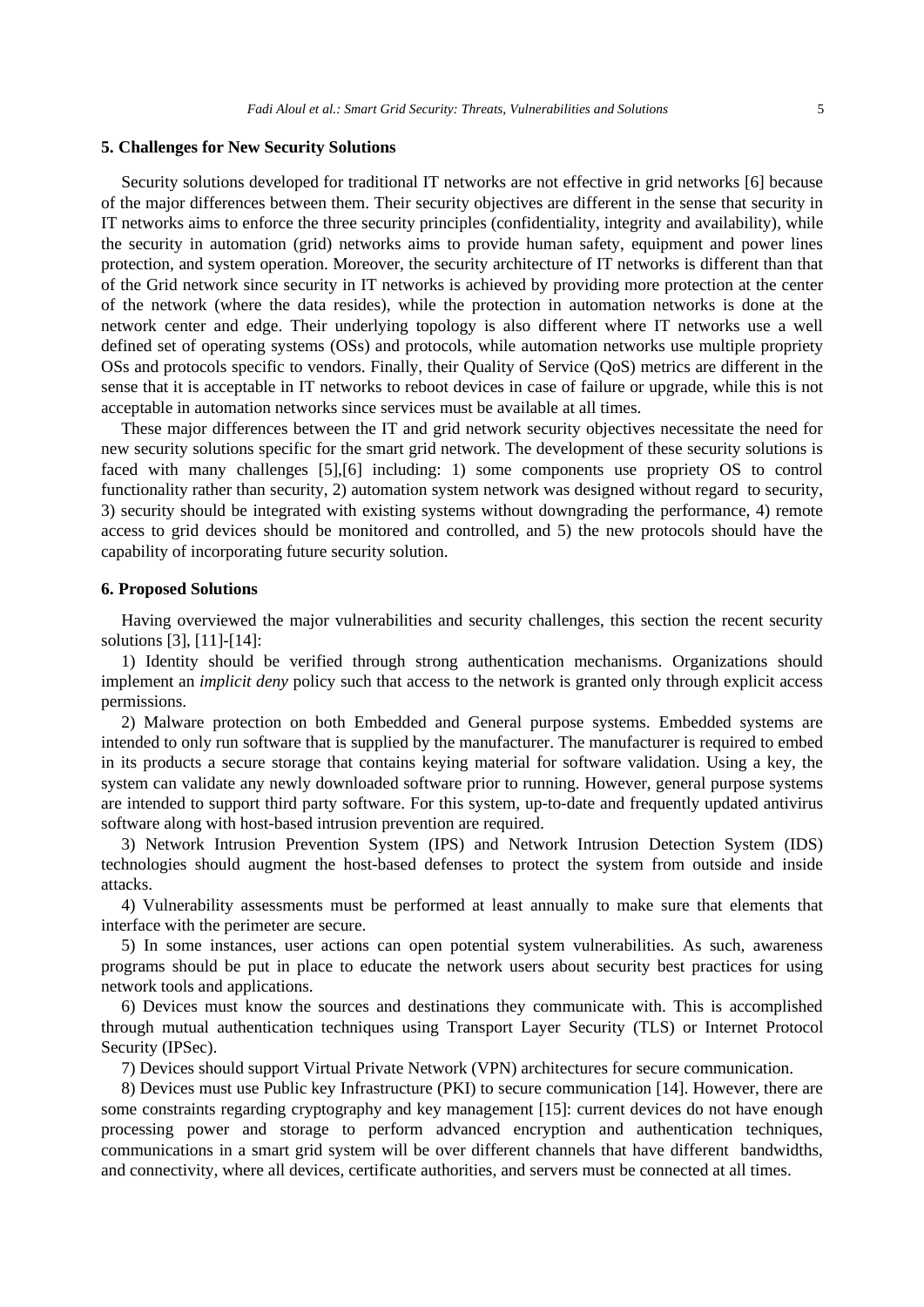## 5. Challenges for New Security Solutions

Security solutions developed for traditional IT networks are not effective in grid networks [6] because of the major differences between them. Their security objectives are different in the sense that security in IT networks aims to enforce the three security principles (confidentiality, integrity and availability), while the security in automation (grid) networks aims to provide human safety, equipment and power lines protection, and system operation. Moreover, the security architecture of IT networks is different than that of the Grid network since security in IT networks is achieved by providing more protection at the center of the network (where the data resides), while the protection in automation networks is done at the network center and edge. Their underlying topology is also different where IT networks use a well defined set of operating systems (OSs) and protocols, while automation networks use multiple propriety OSs and protocols specific to vendors. Finally, their Quality of Service (QoS) metrics are different in the sense that it is acceptable in IT networks to reboot devices in case of failure or upgrade, while this is not acceptable in automation networks since services must be available at all times.

These major differences between the IT and grid network security objectives necessitate the need for new security solutions specific for the smart grid network. The development of these security solutions is faced with many challenges [5],[6] including: 1) some components use propriety OS to control functionality rather than security, 2) automation system network was designed without regard to security, 3) security should be integrated with existing systems without downgrading the performance, 4) remote access to grid devices should be monitored and controlled, and 5) the new protocols should have the capability of incorporating future security solution.

## 6. Proposed Solutions

Having overviewed the major vulnerabilities and security challenges, this section the recent security solutions [3], [11]-[14]:

1) Identity should be verified through strong authentication mechanisms. Organizations should implement an *implicit deny* policy such that access to the network is granted only through explicit access permissions.

2) Malware protection on both Embedded and General purpose systems. Embedded systems are intended to only run software that is supplied by the manufacturer. The manufacturer is required to embed in its products a secure storage that contains keying material for software validation. Using a key, the system can validate any newly downloaded software prior to running. However, general purpose systems are intended to support third party software. For this system, up-to-date and frequently updated antivirus software along with host-based intrusion prevention are required.

3) Network Intrusion Prevention System (IPS) and Network Intrusion Detection System (IDS) technologies should augment the host-based defenses to protect the system from outside and inside attacks.

4) Vulnerability assessments must be performed at least annually to make sure that elements that interface with the perimeter are secure.

5) In some instances, user actions can open potential system vulnerabilities. As such, awareness programs should be put in place to educate the network users about security best practices for using network tools and applications.

6) Devices must know the sources and destinations they communicate with. This is accomplished through mutual authentication techniques using Transport Layer Security (TLS) or Internet Protocol Security (IPSec).

7) Devices should support Virtual Private Network (VPN) architectures for secure communication.

8) Devices must use Public key Infrastructure (PKI) to secure communication [14]. However, there are some constraints regarding cryptography and key management [15]: current devices do not have enough processing power and storage to perform advanced encryption and authentication techniques, communications in a smart grid system will be over different channels that have different bandwidths, and connectivity, where all devices, certificate authorities, and servers must be connected at all times.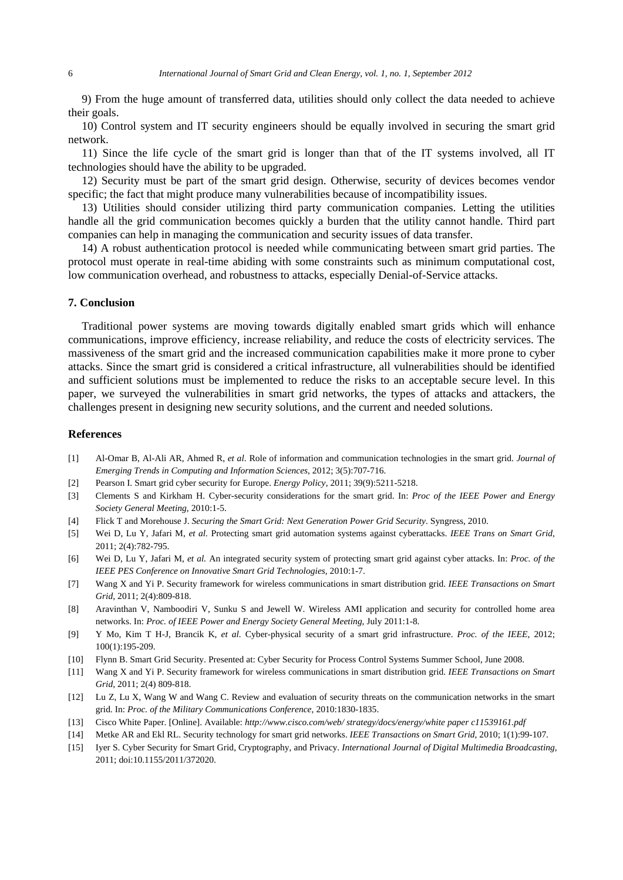9) From the huge amount of transferred data, utilities should only collect the data needed to achieve their goals.

10) Control system and IT security engineers should be equally involved in securing the smart grid network.

11) Since the life cycle of the smart grid is longer than that of the IT systems involved, all IT technologies should have the ability to be upgraded.

12) Security must be part of the smart grid design. Otherwise, security of devices becomes vendor specific; the fact that might produce many vulnerabilities because of incompatibility issues.

13) Utilities should consider utilizing third party communication companies. Letting the utilities handle all the grid communication becomes quickly a burden that the utility cannot handle. Third part companies can help in managing the communication and security issues of data transfer.

14) A robust authentication protocol is needed while communicating between smart grid parties. The protocol must operate in real-time abiding with some constraints such as minimum computational cost, low communication overhead, and robustness to attacks, especially Denial-of-Service attacks.

## 7. Conclusion

Traditional power systems are moving towards digitally enabled smart grids which will enhance communications, improve efficiency, increase reliability, and reduce the costs of electricity services. The massiveness of the smart grid and the increased communication capabilities make it more prone to cyber attacks. Since the smart grid is considered a critical infrastructure, all vulnerabilities should be identified and sufficient solutions must be implemented to reduce the risks to an acceptable secure level. In this paper, we surveyed the vulnerabilities in smart grid networks, the types of attacks and attackers, the challenges present in designing new security solutions, and the current and needed solutions.

## References

[1] Al-Omar B, Al-Ali AR, Ahmed R, *et al*. Role of information and communication technologies in the smart grid. *Journal of Emerging Trends in Computing and Information Sciences*, 2012; 3(5):707-716.

[2] Pearson I. Smart grid cyber security for Europe. *Energy Policy*, 2011; 39(9):5211-5218.

[3] Clements S and Kirkham H. Cyber-security considerations for the smart grid. In: *Proc of the IEEE Power and Energy Society General Meeting*, 2010:1-5.

[4] Flick T and Morehouse J. *Securing the Smart Grid: Next Generation Power Grid Security*. Syngress, 2010.

[5] Wei D, Lu Y, Jafari M, *et al*. Protecting smart grid automation systems against cyberattacks. *IEEE Trans on Smart Grid*, 2011; 2(4):782-795.

[6] Wei D, Lu Y, Jafari M, *et al.* An integrated security system of protecting smart grid against cyber attacks. In: *Proc. of the IEEE PES Conference on Innovative Smart Grid Technologies*, 2010:1-7.

[7] Wang X and Yi P. Security framework for wireless communications in smart distribution grid. *IEEE Transactions on Smart Grid*, 2011; 2(4):809-818.

[8] Aravinthan V, Namboodiri V, Sunku S and Jewell W. Wireless AMI application and security for controlled home area networks. In: *Proc. of IEEE Power and Energy Society General Meeting*, July 2011:1-8.

[9] Y Mo, Kim T H-J, Brancik K, *et al*. Cyber-physical security of a smart grid infrastructure. *Proc. of the IEEE*, 2012; 100(1):195-209.

[10] Flynn B. Smart Grid Security. Presented at: Cyber Security for Process Control Systems Summer School, June 2008.

[11] Wang X and Yi P. Security framework for wireless communications in smart distribution grid. *IEEE Transactions on Smart Grid*, 2011; 2(4) 809-818.

[12] Lu Z, Lu X, Wang W and Wang C. Review and evaluation of security threats on the communication networks in the smart grid. In: *Proc. of the Military Communications Conference*, 2010:1830-1835.

[13] Cisco White Paper. [Online]. Available: *http://www.cisco.com/web/ strategy/docs/energy/white paper c11539161.pdf*

[14] Metke AR and Ekl RL. Security technology for smart grid networks. *IEEE Transactions on Smart Grid*, 2010; 1(1):99-107.

[15] Iyer S. Cyber Security for Smart Grid, Cryptography, and Privacy. *International Journal of Digital Multimedia Broadcasting*, 2011; doi:10.1155/2011/372020.